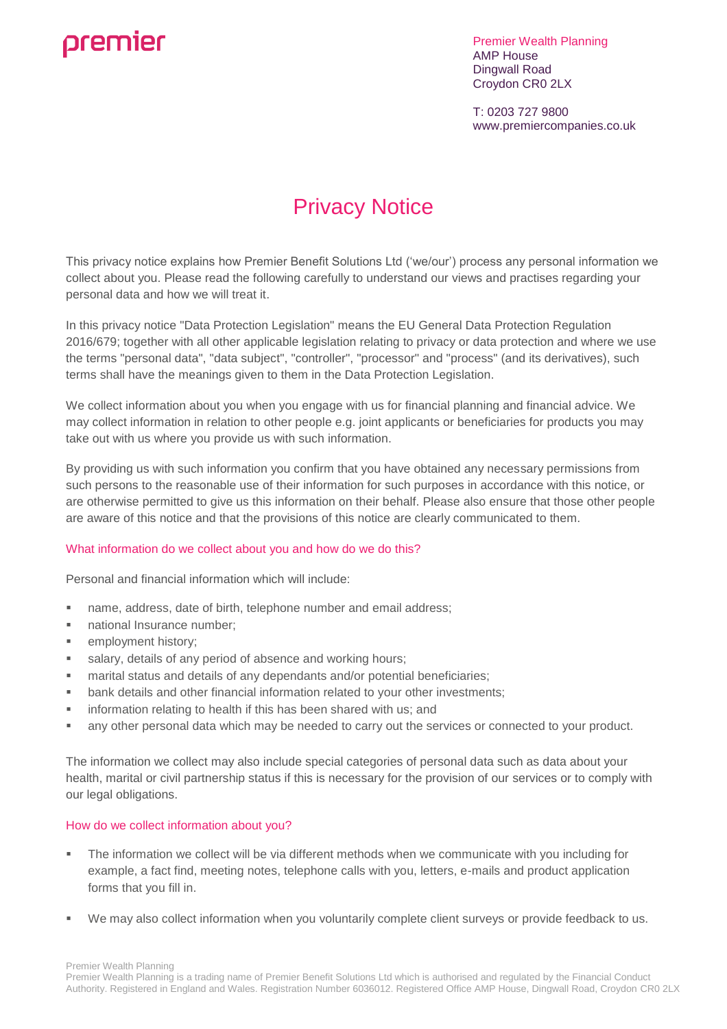premier

Premier Wealth Planning
AMP House
Dingwall Road
Croydon CR0 2LX

T: 0203 727 9800
www.premiercompanies.co.uk

# Privacy Notice

This privacy notice explains how Premier Benefit Solutions Ltd ('we/our') process any personal information we collect about you. Please read the following carefully to understand our views and practises regarding your personal data and how we will treat it.

In this privacy notice "Data Protection Legislation" means the EU General Data Protection Regulation 2016/679; together with all other applicable legislation relating to privacy or data protection and where we use the terms "personal data", "data subject", "controller", "processor" and "process" (and its derivatives), such terms shall have the meanings given to them in the Data Protection Legislation.

We collect information about you when you engage with us for financial planning and financial advice. We may collect information in relation to other people e.g. joint applicants or beneficiaries for products you may take out with us where you provide us with such information.

By providing us with such information you confirm that you have obtained any necessary permissions from such persons to the reasonable use of their information for such purposes in accordance with this notice, or are otherwise permitted to give us this information on their behalf. Please also ensure that those other people are aware of this notice and that the provisions of this notice are clearly communicated to them.

## What information do we collect about you and how do we do this?

Personal and financial information which will include:

- name, address, date of birth, telephone number and email address;
- national Insurance number;
- employment history;
- salary, details of any period of absence and working hours;
- marital status and details of any dependants and/or potential beneficiaries;
- bank details and other financial information related to your other investments;
- information relating to health if this has been shared with us; and
- any other personal data which may be needed to carry out the services or connected to your product.

The information we collect may also include special categories of personal data such as data about your health, marital or civil partnership status if this is necessary for the provision of our services or to comply with our legal obligations.

## How do we collect information about you?

- The information we collect will be via different methods when we communicate with you including for example, a fact find, meeting notes, telephone calls with you, letters, e-mails and product application forms that you fill in.
- We may also collect information when you voluntarily complete client surveys or provide feedback to us.

Premier Wealth Planning
Premier Wealth Planning is a trading name of Premier Benefit Solutions Ltd which is authorised and regulated by the Financial Conduct Authority. Registered in England and Wales. Registration Number 6036012. Registered Office AMP House, Dingwall Road, Croydon CR0 2LX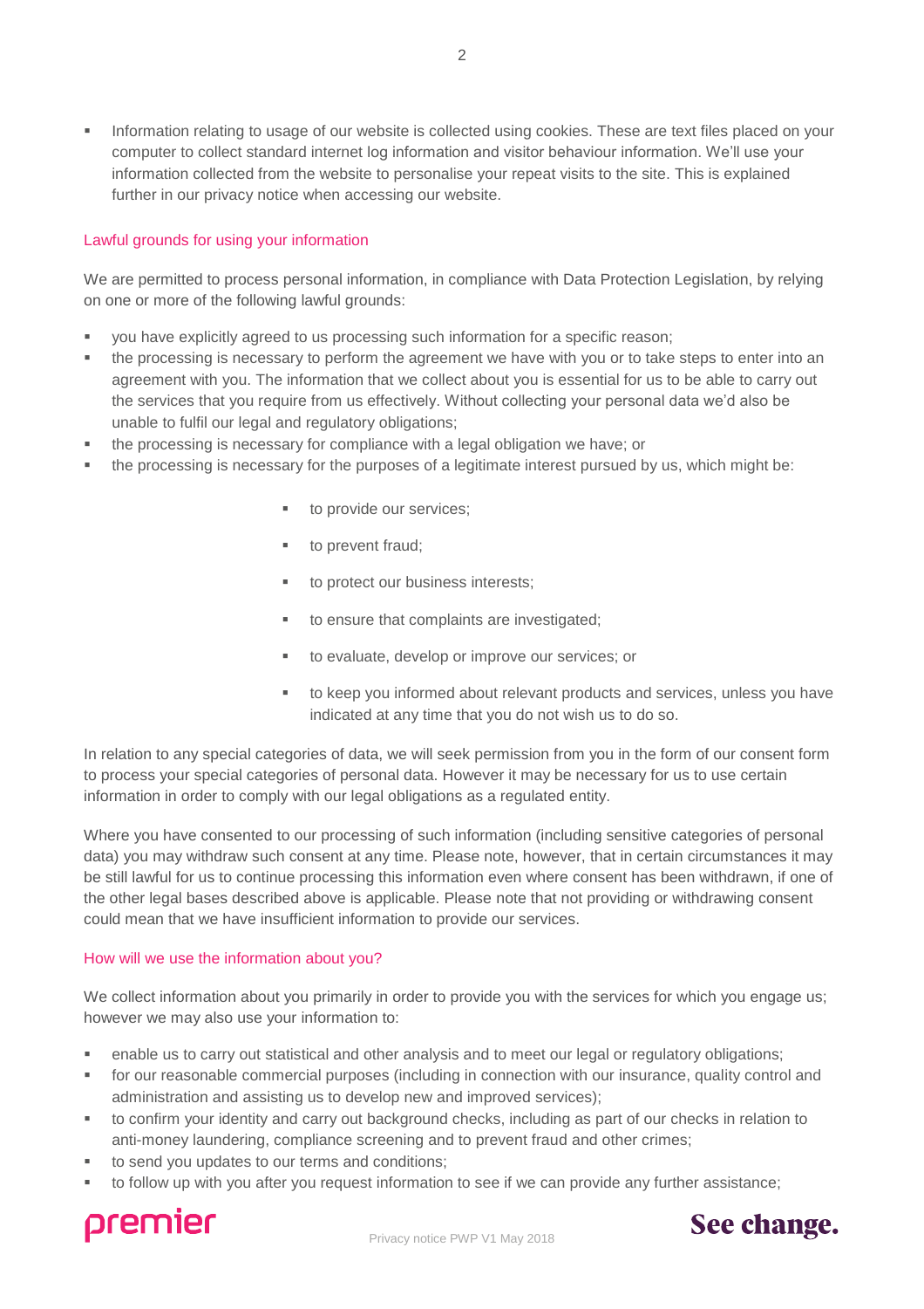- Information relating to usage of our website is collected using cookies. These are text files placed on your computer to collect standard internet log information and visitor behaviour information. We'll use your information collected from the website to personalise your repeat visits to the site. This is explained further in our privacy notice when accessing our website.

## Lawful grounds for using your information

We are permitted to process personal information, in compliance with Data Protection Legislation, by relying on one or more of the following lawful grounds:

- you have explicitly agreed to us processing such information for a specific reason;
- the processing is necessary to perform the agreement we have with you or to take steps to enter into an agreement with you. The information that we collect about you is essential for us to be able to carry out the services that you require from us effectively. Without collecting your personal data we'd also be unable to fulfil our legal and regulatory obligations;
- the processing is necessary for compliance with a legal obligation we have; or
- the processing is necessary for the purposes of a legitimate interest pursued by us, which might be:
    - to provide our services;
    - to prevent fraud;
    - to protect our business interests;
    - to ensure that complaints are investigated;
    - to evaluate, develop or improve our services; or
    - to keep you informed about relevant products and services, unless you have indicated at any time that you do not wish us to do so.

In relation to any special categories of data, we will seek permission from you in the form of our consent form to process your special categories of personal data. However it may be necessary for us to use certain information in order to comply with our legal obligations as a regulated entity.

Where you have consented to our processing of such information (including sensitive categories of personal data) you may withdraw such consent at any time. Please note, however, that in certain circumstances it may be still lawful for us to continue processing this information even where consent has been withdrawn, if one of the other legal bases described above is applicable. Please note that not providing or withdrawing consent could mean that we have insufficient information to provide our services.

## How will we use the information about you?

We collect information about you primarily in order to provide you with the services for which you engage us; however we may also use your information to:

- enable us to carry out statistical and other analysis and to meet our legal or regulatory obligations;
- for our reasonable commercial purposes (including in connection with our insurance, quality control and administration and assisting us to develop new and improved services);
- to confirm your identity and carry out background checks, including as part of our checks in relation to anti-money laundering, compliance screening and to prevent fraud and other crimes;
- to send you updates to our terms and conditions;
- to follow up with you after you request information to see if we can provide any further assistance;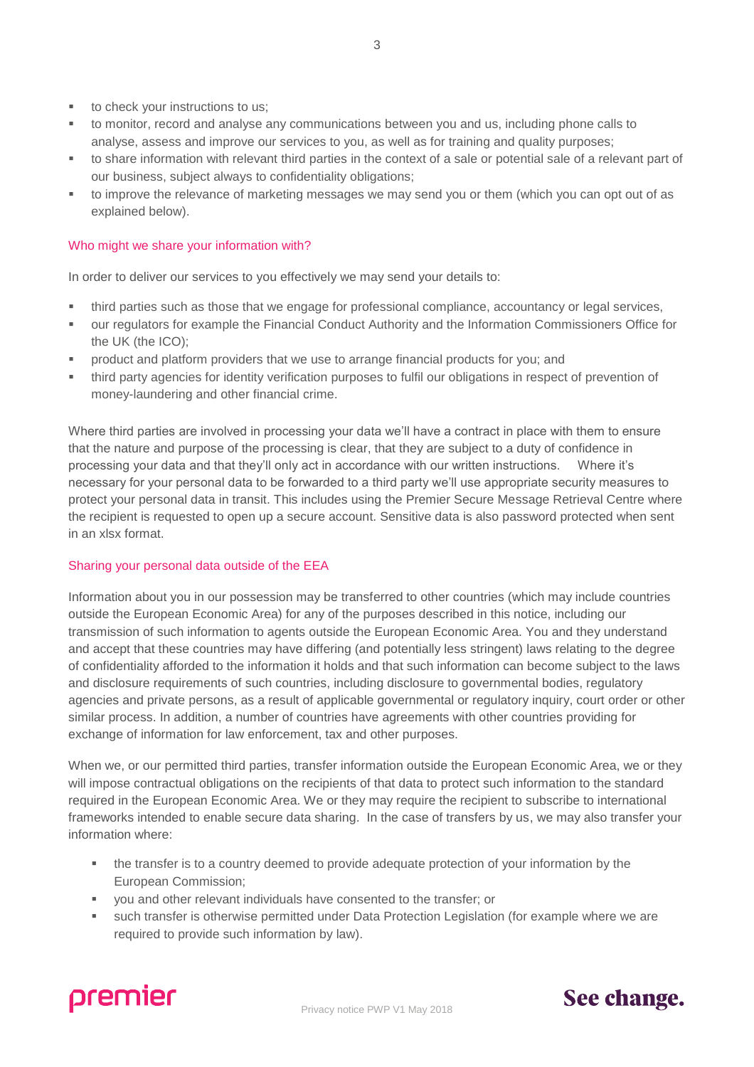- to check your instructions to us;
- to monitor, record and analyse any communications between you and us, including phone calls to analyse, assess and improve our services to you, as well as for training and quality purposes;
- to share information with relevant third parties in the context of a sale or potential sale of a relevant part of our business, subject always to confidentiality obligations;
- to improve the relevance of marketing messages we may send you or them (which you can opt out of as explained below).

## Who might we share your information with?

In order to deliver our services to you effectively we may send your details to:

- third parties such as those that we engage for professional compliance, accountancy or legal services,
- our regulators for example the Financial Conduct Authority and the Information Commissioners Office for the UK (the ICO);
- product and platform providers that we use to arrange financial products for you; and
- third party agencies for identity verification purposes to fulfil our obligations in respect of prevention of money-laundering and other financial crime.

Where third parties are involved in processing your data we'll have a contract in place with them to ensure that the nature and purpose of the processing is clear, that they are subject to a duty of confidence in processing your data and that they'll only act in accordance with our written instructions. Where it's necessary for your personal data to be forwarded to a third party we'll use appropriate security measures to protect your personal data in transit. This includes using the Premier Secure Message Retrieval Centre where the recipient is requested to open up a secure account. Sensitive data is also password protected when sent in an xlsx format.

## Sharing your personal data outside of the EEA

Information about you in our possession may be transferred to other countries (which may include countries outside the European Economic Area) for any of the purposes described in this notice, including our transmission of such information to agents outside the European Economic Area. You and they understand and accept that these countries may have differing (and potentially less stringent) laws relating to the degree of confidentiality afforded to the information it holds and that such information can become subject to the laws and disclosure requirements of such countries, including disclosure to governmental bodies, regulatory agencies and private persons, as a result of applicable governmental or regulatory inquiry, court order or other similar process. In addition, a number of countries have agreements with other countries providing for exchange of information for law enforcement, tax and other purposes.

When we, or our permitted third parties, transfer information outside the European Economic Area, we or they will impose contractual obligations on the recipients of that data to protect such information to the standard required in the European Economic Area. We or they may require the recipient to subscribe to international frameworks intended to enable secure data sharing. In the case of transfers by us, we may also transfer your information where:

- the transfer is to a country deemed to provide adequate protection of your information by the European Commission;
- you and other relevant individuals have consented to the transfer; or
- such transfer is otherwise permitted under Data Protection Legislation (for example where we are required to provide such information by law).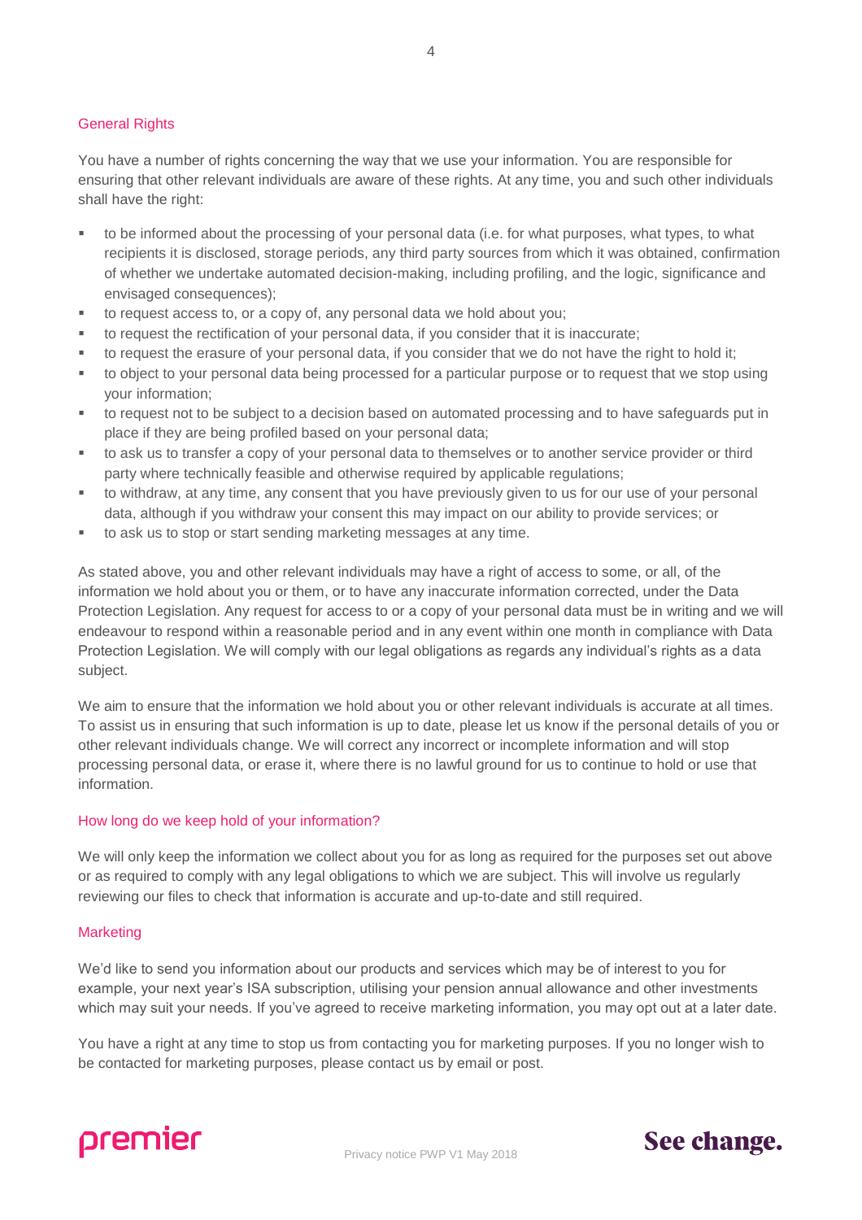## General Rights

You have a number of rights concerning the way that we use your information. You are responsible for ensuring that other relevant individuals are aware of these rights. At any time, you and such other individuals shall have the right:

- to be informed about the processing of your personal data (i.e. for what purposes, what types, to what recipients it is disclosed, storage periods, any third party sources from which it was obtained, confirmation of whether we undertake automated decision-making, including profiling, and the logic, significance and envisaged consequences);
- to request access to, or a copy of, any personal data we hold about you;
- to request the rectification of your personal data, if you consider that it is inaccurate;
- to request the erasure of your personal data, if you consider that we do not have the right to hold it;
- to object to your personal data being processed for a particular purpose or to request that we stop using your information;
- to request not to be subject to a decision based on automated processing and to have safeguards put in place if they are being profiled based on your personal data;
- to ask us to transfer a copy of your personal data to themselves or to another service provider or third party where technically feasible and otherwise required by applicable regulations;
- to withdraw, at any time, any consent that you have previously given to us for our use of your personal data, although if you withdraw your consent this may impact on our ability to provide services; or
- to ask us to stop or start sending marketing messages at any time.

As stated above, you and other relevant individuals may have a right of access to some, or all, of the information we hold about you or them, or to have any inaccurate information corrected, under the Data Protection Legislation. Any request for access to or a copy of your personal data must be in writing and we will endeavour to respond within a reasonable period and in any event within one month in compliance with Data Protection Legislation. We will comply with our legal obligations as regards any individual's rights as a data subject.

We aim to ensure that the information we hold about you or other relevant individuals is accurate at all times. To assist us in ensuring that such information is up to date, please let us know if the personal details of you or other relevant individuals change. We will correct any incorrect or incomplete information and will stop processing personal data, or erase it, where there is no lawful ground for us to continue to hold or use that information.

## How long do we keep hold of your information?

We will only keep the information we collect about you for as long as required for the purposes set out above or as required to comply with any legal obligations to which we are subject. This will involve us regularly reviewing our files to check that information is accurate and up-to-date and still required.

## Marketing

We'd like to send you information about our products and services which may be of interest to you for example, your next year's ISA subscription, utilising your pension annual allowance and other investments which may suit your needs. If you've agreed to receive marketing information, you may opt out at a later date.

You have a right at any time to stop us from contacting you for marketing purposes. If you no longer wish to be contacted for marketing purposes, please contact us by email or post.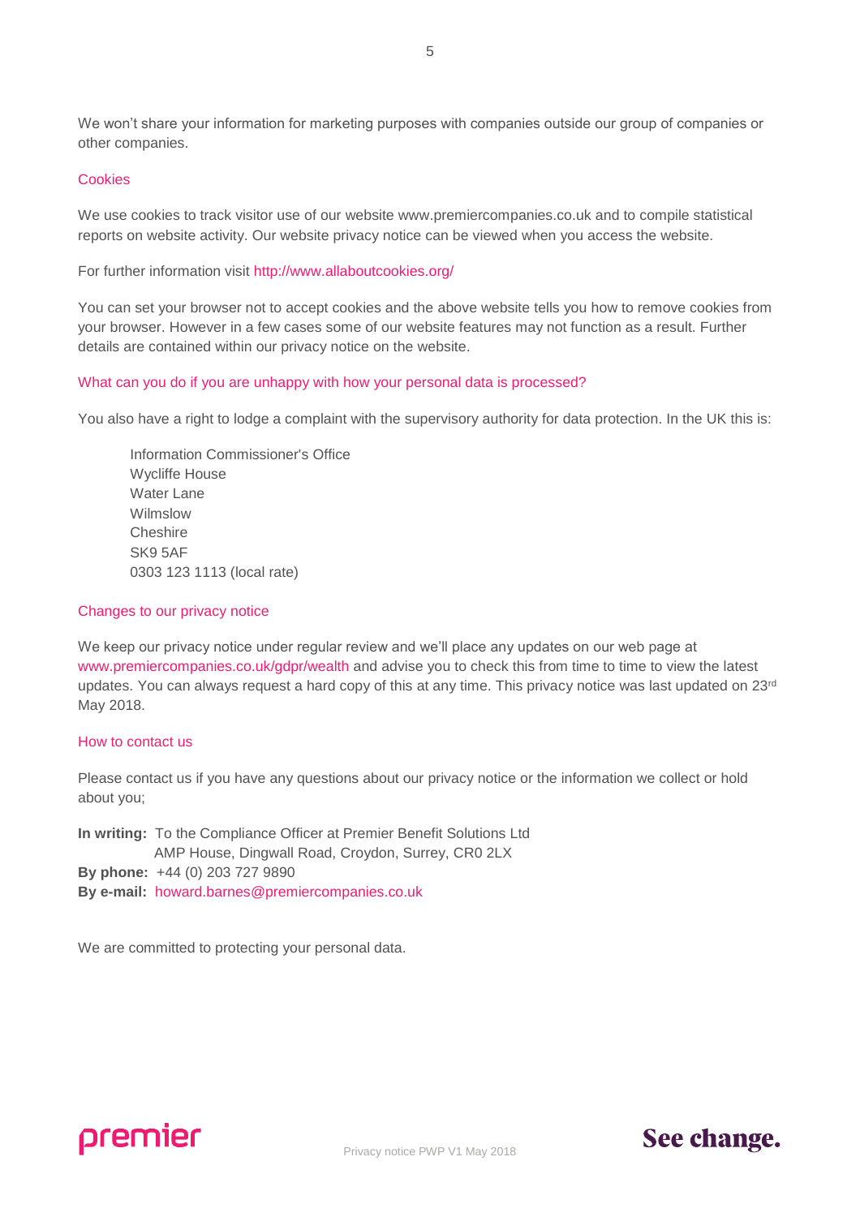We won't share your information for marketing purposes with companies outside our group of companies or other companies.

## Cookies

We use cookies to track visitor use of our website www.premiercompanies.co.uk and to compile statistical reports on website activity. Our website privacy notice can be viewed when you access the website.

For further information visit http://www.allaboutcookies.org/

You can set your browser not to accept cookies and the above website tells you how to remove cookies from your browser. However in a few cases some of our website features may not function as a result. Further details are contained within our privacy notice on the website.

## What can you do if you are unhappy with how your personal data is processed?

You also have a right to lodge a complaint with the supervisory authority for data protection. In the UK this is:

Information Commissioner's Office
Wycliffe House
Water Lane
Wilmslow
Cheshire
SK9 5AF
0303 123 1113 (local rate)

## Changes to our privacy notice

We keep our privacy notice under regular review and we'll place any updates on our web page at www.premiercompanies.co.uk/gdpr/wealth and advise you to check this from time to time to view the latest updates. You can always request a hard copy of this at any time. This privacy notice was last updated on 23rd May 2018.

## How to contact us

Please contact us if you have any questions about our privacy notice or the information we collect or hold about you;

**In writing:** To the Compliance Officer at Premier Benefit Solutions Ltd
AMP House, Dingwall Road, Croydon, Surrey, CR0 2LX
**By phone:** +44 (0) 203 727 9890
**By e-mail:** howard.barnes@premiercompanies.co.uk

We are committed to protecting your personal data.